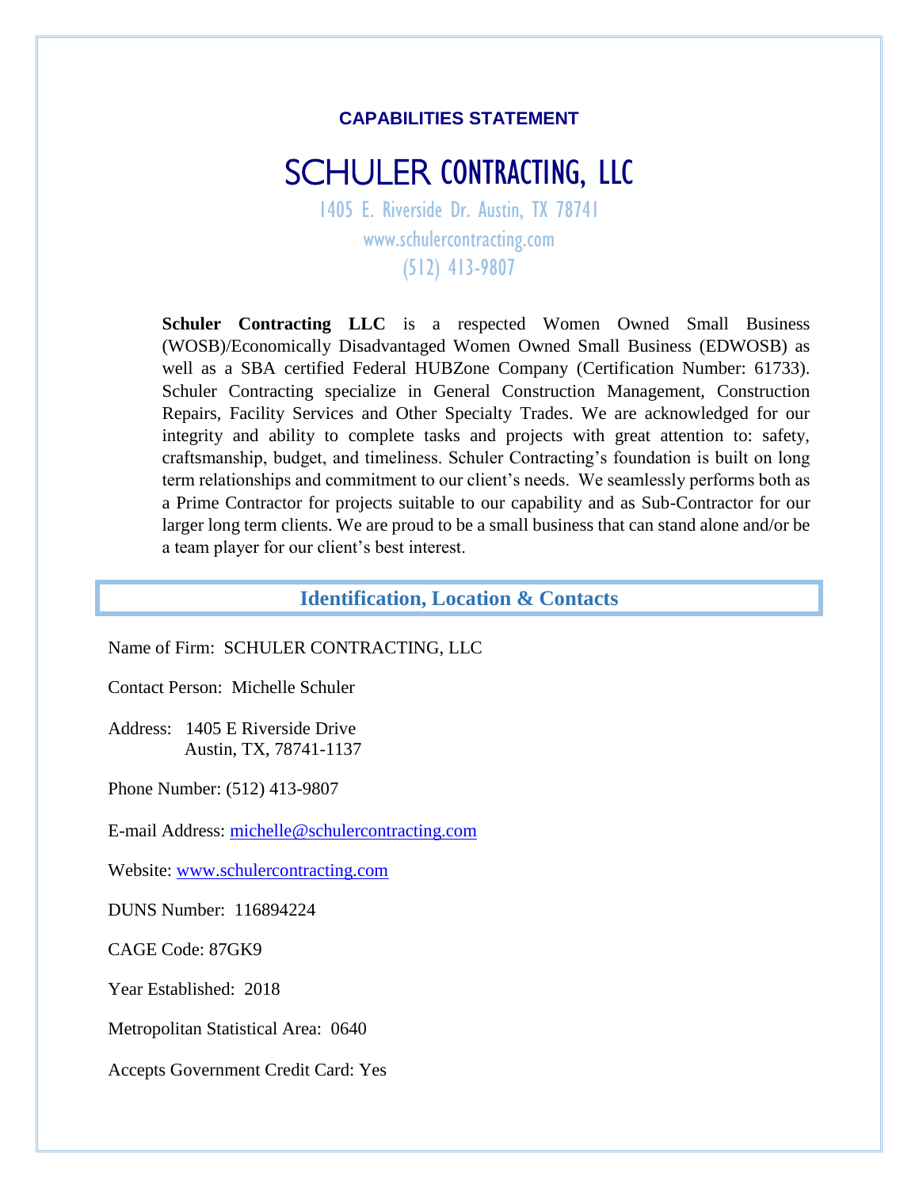**CAPABILITIES STATEMENT**

# SCHULER CONTRACTING, LLC

1405 E. Riverside Dr. Austin, TX 78741

www.schulercontracting.com

(512) 413-9807

**Schuler Contracting LLC** is a respected Women Owned Small Business (WOSB)/Economically Disadvantaged Women Owned Small Business (EDWOSB) as well as a SBA certified Federal HUBZone Company (Certification Number: 61733). Schuler Contracting specialize in General Construction Management, Construction Repairs, Facility Services and Other Specialty Trades. We are acknowledged for our integrity and ability to complete tasks and projects with great attention to: safety, craftsmanship, budget, and timeliness. Schuler Contracting's foundation is built on long term relationships and commitment to our client's needs. We seamlessly performs both as a Prime Contractor for projects suitable to our capability and as Sub-Contractor for our larger long term clients. We are proud to be a small business that can stand alone and/or be a team player for our client's best interest.

## Identification, Location & Contacts

Name of Firm: SCHULER CONTRACTING, LLC

Contact Person: Michelle Schuler

Address: 1405 E Riverside Drive
Austin, TX, 78741-1137

Phone Number: (512) 413-9807

E-mail Address: michelle@schulercontracting.com

Website: www.schulercontracting.com

DUNS Number: 116894224

CAGE Code: 87GK9

Year Established: 2018

Metropolitan Statistical Area: 0640

Accepts Government Credit Card: Yes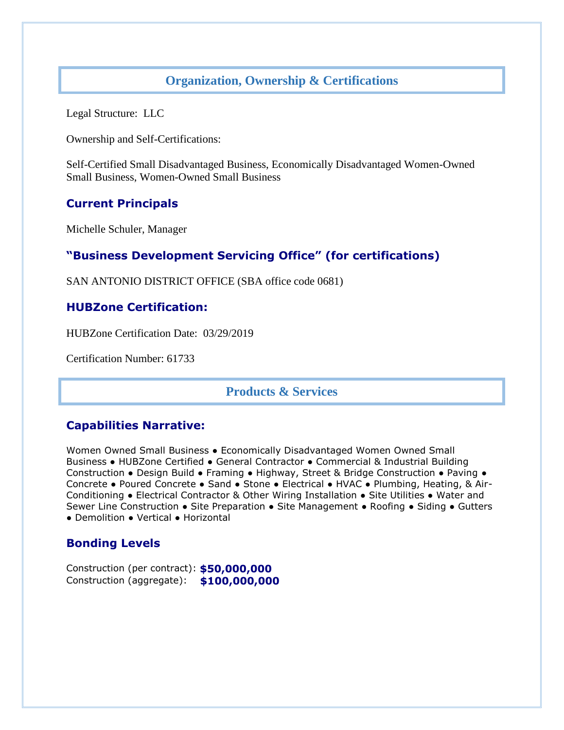## Organization, Ownership & Certifications

Legal Structure: LLC

Ownership and Self-Certifications:

Self-Certified Small Disadvantaged Business, Economically Disadvantaged Women-Owned Small Business, Women-Owned Small Business

### Current Principals

Michelle Schuler, Manager

### "Business Development Servicing Office" (for certifications)

SAN ANTONIO DISTRICT OFFICE (SBA office code 0681)

### HUBZone Certification:

HUBZone Certification Date: 03/29/2019

Certification Number: 61733

## Products & Services

### Capabilities Narrative:

Women Owned Small Business ● Economically Disadvantaged Women Owned Small Business ● HUBZone Certified ● General Contractor ● Commercial & Industrial Building Construction ● Design Build ● Framing ● Highway, Street & Bridge Construction ● Paving ● Concrete ● Poured Concrete ● Sand ● Stone ● Electrical ● HVAC ● Plumbing, Heating, & Air-Conditioning ● Electrical Contractor & Other Wiring Installation ● Site Utilities ● Water and Sewer Line Construction ● Site Preparation ● Site Management ● Roofing ● Siding ● Gutters ● Demolition ● Vertical ● Horizontal

### Bonding Levels

Construction (per contract): **$50,000,000**
Construction (aggregate): **$100,000,000**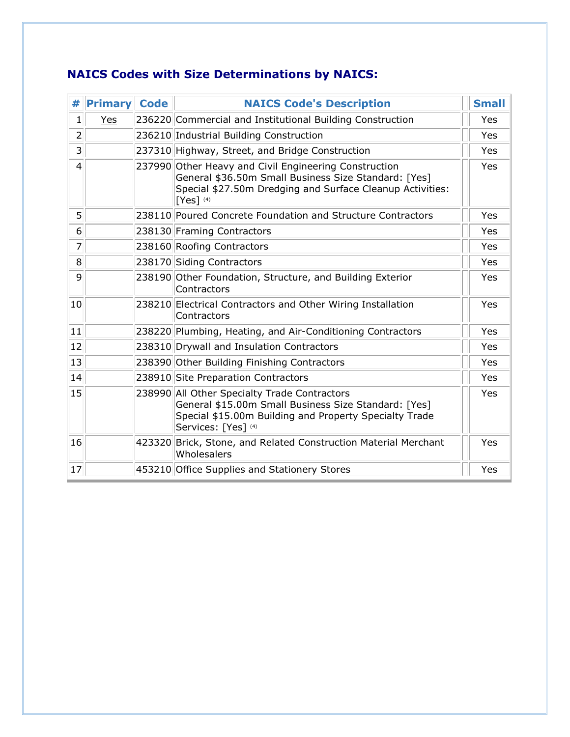## NAICS Codes with Size Determinations by NAICS:

| # | Primary | Code | NAICS Code's Description | | Small |
|---|---|---|---|---|---|
| 1 | Yes | 236220 | Commercial and Institutional Building Construction | | Yes |
| 2 | | 236210 | Industrial Building Construction | | Yes |
| 3 | | 237310 | Highway, Street, and Bridge Construction | | Yes |
| 4 | | 237990 | Other Heavy and Civil Engineering Construction<br>General $36.50m Small Business Size Standard: [Yes]<br>Special $27.50m Dredging and Surface Cleanup Activities: [Yes] (4) | | Yes |
| 5 | | 238110 | Poured Concrete Foundation and Structure Contractors | | Yes |
| 6 | | 238130 | Framing Contractors | | Yes |
| 7 | | 238160 | Roofing Contractors | | Yes |
| 8 | | 238170 | Siding Contractors | | Yes |
| 9 | | 238190 | Other Foundation, Structure, and Building Exterior Contractors | | Yes |
| 10 | | 238210 | Electrical Contractors and Other Wiring Installation Contractors | | Yes |
| 11 | | 238220 | Plumbing, Heating, and Air-Conditioning Contractors | | Yes |
| 12 | | 238310 | Drywall and Insulation Contractors | | Yes |
| 13 | | 238390 | Other Building Finishing Contractors | | Yes |
| 14 | | 238910 | Site Preparation Contractors | | Yes |
| 15 | | 238990 | All Other Specialty Trade Contractors<br>General $15.00m Small Business Size Standard: [Yes]<br>Special $15.00m Building and Property Specialty Trade Services: [Yes] (4) | | Yes |
| 16 | | 423320 | Brick, Stone, and Related Construction Material Merchant Wholesalers | | Yes |
| 17 | | 453210 | Office Supplies and Stationery Stores | | Yes |